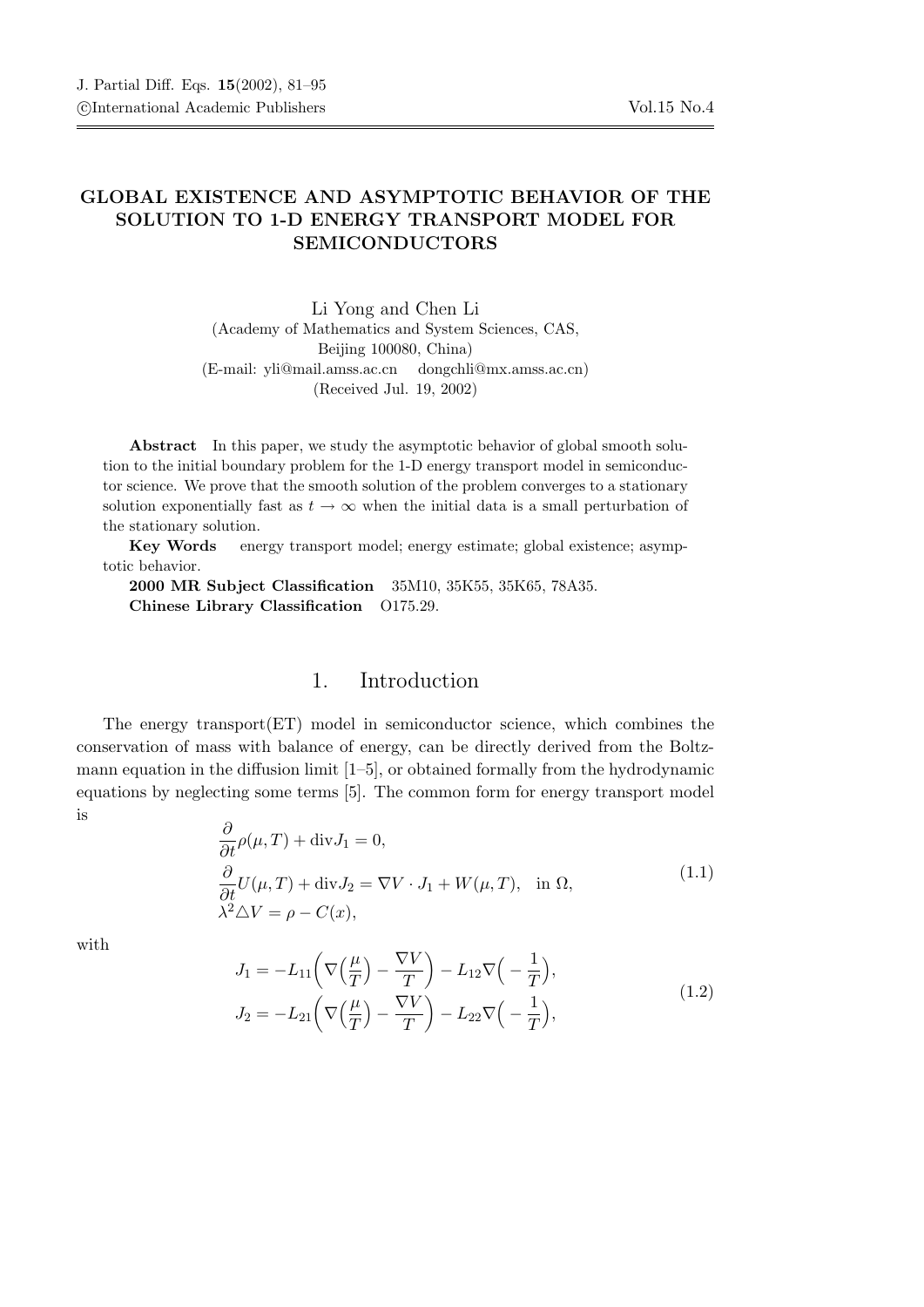# GLOBAL EXISTENCE AND ASYMPTOTIC BEHAVIOR OF THE SOLUTION TO 1-D ENERGY TRANSPORT MODEL FOR SEMICONDUCTORS

Li Yong and Chen Li

(Academy of Mathematics and System Sciences, CAS, Beijing 100080, China)

(E-mail: yli@mail.amss.ac.cn dongchli@mx.amss.ac.cn)

(Received Jul. 19, 2002)

**Abstract** In this paper, we study the asymptotic behavior of global smooth solution to the initial boundary problem for the 1-D energy transport model in semiconductor science. We prove that the smooth solution of the problem converges to a stationary solution exponentially fast as $t \to \infty$ when the initial data is a small perturbation of the stationary solution.

**Key Words** energy transport model; energy estimate; global existence; asymptotic behavior.

**2000 MR Subject Classification** 35M10, 35K55, 35K65, 78A35.

**Chinese Library Classification** O175.29.

## 1. Introduction

The energy transport(ET) model in semiconductor science, which combines the conservation of mass with balance of energy, can be directly derived from the Boltzmann equation in the diffusion limit [1–5], or obtained formally from the hydrodynamic equations by neglecting some terms [5]. The common form for energy transport model is

$$
\begin{aligned}
&\frac{\partial}{\partial t}\rho(\mu, T) + \operatorname{div} J_1 = 0, \\
&\frac{\partial}{\partial t}U(\mu, T) + \operatorname{div} J_2 = \nabla V \cdot J_1 + W(\mu, T), \quad \text{in } \Omega, \\
&\lambda^2 \triangle V = \rho - C(x),
\end{aligned}
\tag{1.1}
$$

with

$$
\begin{aligned}
J_1 &= -L_{11}\Big(\nabla\Big(\frac{\mu}{T}\Big) - \frac{\nabla V}{T}\Big) - L_{12}\nabla\Big(-\frac{1}{T}\Big), \\
J_2 &= -L_{21}\Big(\nabla\Big(\frac{\mu}{T}\Big) - \frac{\nabla V}{T}\Big) - L_{22}\nabla\Big(-\frac{1}{T}\Big),
\end{aligned}
\tag{1.2}
$$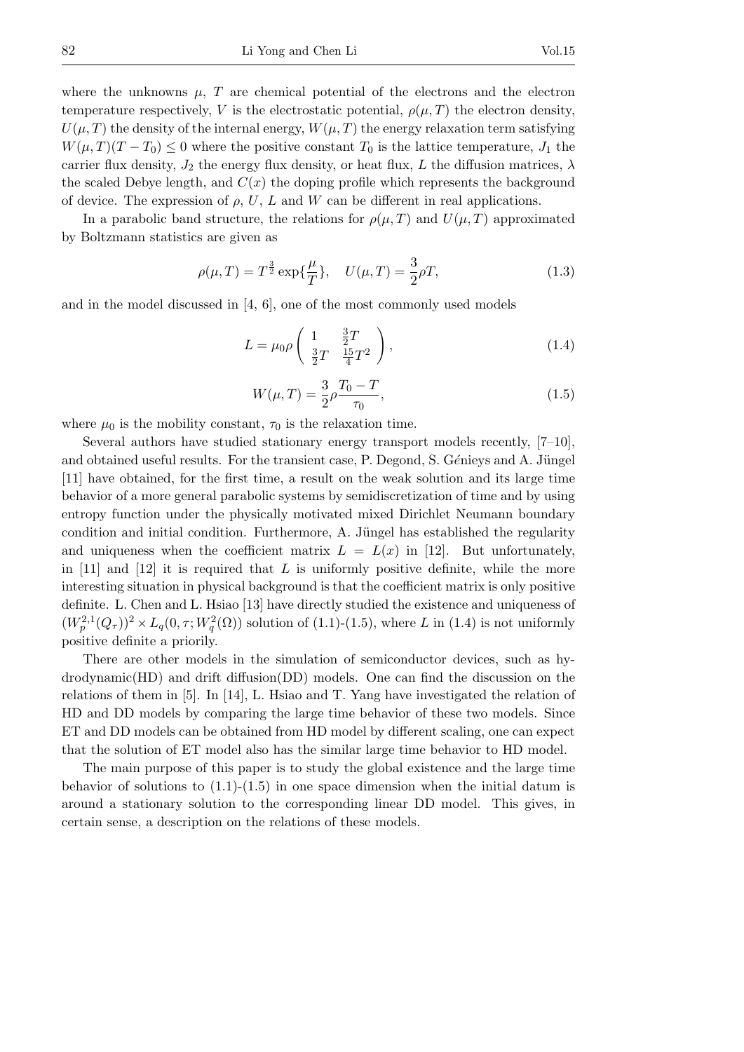where the unknowns $\mu$, $T$ are chemical potential of the electrons and the electron temperature respectively, $V$ is the electrostatic potential, $\rho(\mu, T)$ the electron density, $U(\mu, T)$ the density of the internal energy, $W(\mu, T)$ the energy relaxation term satisfying $W(\mu, T)(T - T_0) \leq 0$ where the positive constant $T_0$ is the lattice temperature, $J_1$ the carrier flux density, $J_2$ the energy flux density, or heat flux, $L$ the diffusion matrices, $\lambda$ the scaled Debye length, and $C(x)$ the doping profile which represents the background of device. The expression of $\rho$, $U$, $L$ and $W$ can be different in real applications.

In a parabolic band structure, the relations for $\rho(\mu, T)$ and $U(\mu, T)$ approximated by Boltzmann statistics are given as

$$\rho(\mu, T) = T^{\frac{3}{2}} \exp\{\frac{\mu}{T}\}, \quad U(\mu, T) = \frac{3}{2}\rho T, \tag{1.3}$$

and in the model discussed in [4, 6], one of the most commonly used models

$$L = \mu_0 \rho \begin{pmatrix} 1 & \frac{3}{2}T \\ \frac{3}{2}T & \frac{15}{4}T^2 \end{pmatrix}, \tag{1.4}$$

$$W(\mu, T) = \frac{3}{2}\rho \frac{T_0 - T}{\tau_0}, \tag{1.5}$$

where $\mu_0$ is the mobility constant, $\tau_0$ is the relaxation time.

Several authors have studied stationary energy transport models recently, [7–10], and obtained useful results. For the transient case, P. Degond, S. Génieys and A. Jüngel [11] have obtained, for the first time, a result on the weak solution and its large time behavior of a more general parabolic systems by semidiscretization of time and by using entropy function under the physically motivated mixed Dirichlet Neumann boundary condition and initial condition. Furthermore, A. Jüngel has established the regularity and uniqueness when the coefficient matrix $L = L(x)$ in [12]. But unfortunately, in [11] and [12] it is required that $L$ is uniformly positive definite, while the more interesting situation in physical background is that the coefficient matrix is only positive definite. L. Chen and L. Hsiao [13] have directly studied the existence and uniqueness of $(W_p^{2,1}(Q_\tau))^2 \times L_q(0, \tau; W_q^2(\Omega))$ solution of (1.1)-(1.5), where $L$ in (1.4) is not uniformly positive definite a priorily.

There are other models in the simulation of semiconductor devices, such as hydrodynamic(HD) and drift diffusion(DD) models. One can find the discussion on the relations of them in [5]. In [14], L. Hsiao and T. Yang have investigated the relation of HD and DD models by comparing the large time behavior of these two models. Since ET and DD models can be obtained from HD model by different scaling, one can expect that the solution of ET model also has the similar large time behavior to HD model.

The main purpose of this paper is to study the global existence and the large time behavior of solutions to (1.1)-(1.5) in one space dimension when the initial datum is around a stationary solution to the corresponding linear DD model. This gives, in certain sense, a description on the relations of these models.